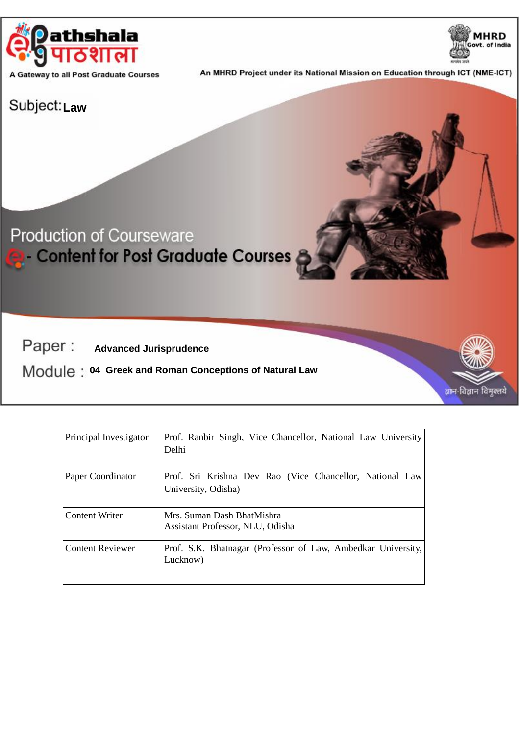e-Pathshala पाठशाला

A Gateway to all Post Graduate Courses

MHRD Govt. of India

An MHRD Project under its National Mission on Education through ICT (NME-ICT)

Subject: **Law**

Production of Courseware

e- Content for Post Graduate Courses

Paper : **Advanced Jurisprudence**

Module : **04 Greek and Roman Conceptions of Natural Law**

ज्ञान-विज्ञान विमुक्तये

| | |
|---|---|
| Principal Investigator | Prof. Ranbir Singh, Vice Chancellor, National Law University Delhi |
| Paper Coordinator | Prof. Sri Krishna Dev Rao (Vice Chancellor, National Law University, Odisha) |
| Content Writer | Mrs. Suman Dash BhatMishra<br>Assistant Professor, NLU, Odisha |
| Content Reviewer | Prof. S.K. Bhatnagar (Professor of Law, Ambedkar University, Lucknow) |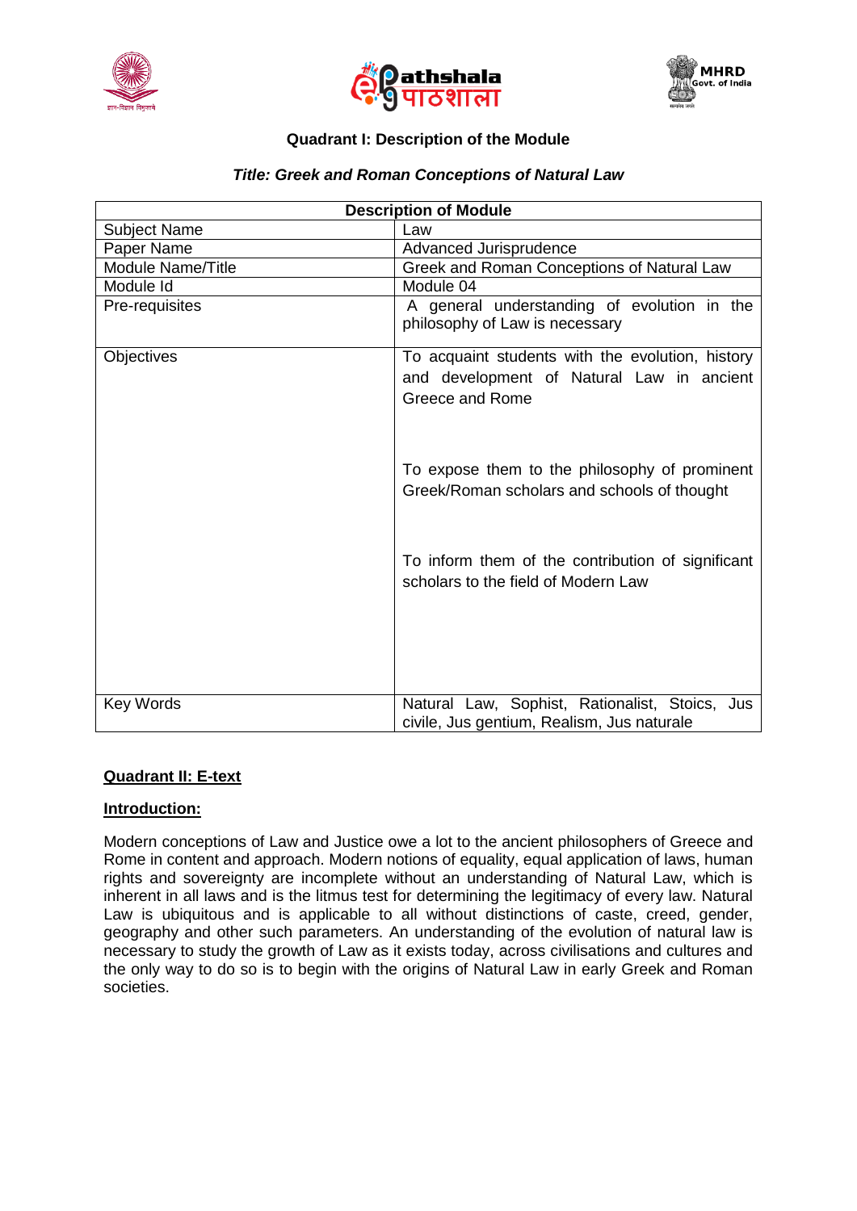**Quadrant I: Description of the Module**

***Title: Greek and Roman Conceptions of Natural Law***

| Description of Module | |
|---|---|
| Subject Name | Law |
| Paper Name | Advanced Jurisprudence |
| Module Name/Title | Greek and Roman Conceptions of Natural Law |
| Module Id | Module 04 |
| Pre-requisites | A general understanding of evolution in the philosophy of Law is necessary |
| Objectives | To acquaint students with the evolution, history and development of Natural Law in ancient Greece and Rome<br><br>To expose them to the philosophy of prominent Greek/Roman scholars and schools of thought<br><br>To inform them of the contribution of significant scholars to the field of Modern Law |
| Key Words | Natural Law, Sophist, Rationalist, Stoics, Jus civile, Jus gentium, Realism, Jus naturale |

## Quadrant II: E-text

### Introduction:

Modern conceptions of Law and Justice owe a lot to the ancient philosophers of Greece and Rome in content and approach. Modern notions of equality, equal application of laws, human rights and sovereignty are incomplete without an understanding of Natural Law, which is inherent in all laws and is the litmus test for determining the legitimacy of every law. Natural Law is ubiquitous and is applicable to all without distinctions of caste, creed, gender, geography and other such parameters. An understanding of the evolution of natural law is necessary to study the growth of Law as it exists today, across civilisations and cultures and the only way to do so is to begin with the origins of Natural Law in early Greek and Roman societies.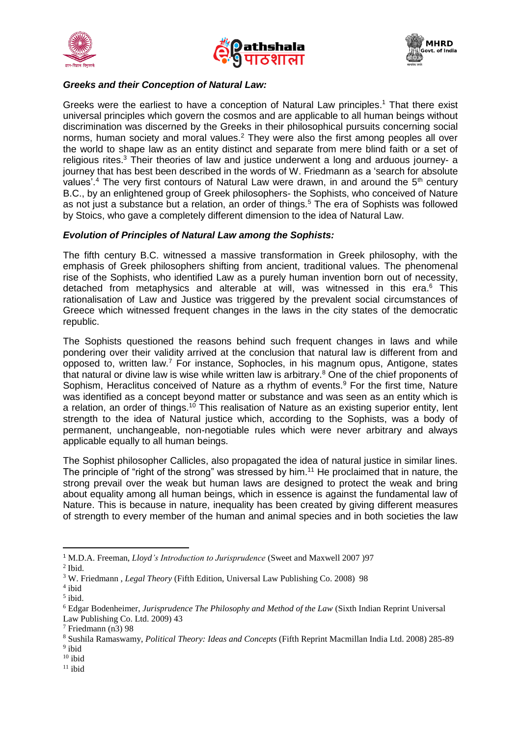***Greeks and their Conception of Natural Law:***

Greeks were the earliest to have a conception of Natural Law principles.[1] That there exist universal principles which govern the cosmos and are applicable to all human beings without discrimination was discerned by the Greeks in their philosophical pursuits concerning social norms, human society and moral values.[2] They were also the first among peoples all over the world to shape law as an entity distinct and separate from mere blind faith or a set of religious rites.[3] Their theories of law and justice underwent a long and arduous journey- a journey that has best been described in the words of W. Friedmann as a 'search for absolute values'.[4] The very first contours of Natural Law were drawn, in and around the 5th century B.C., by an enlightened group of Greek philosophers- the Sophists, who conceived of Nature as not just a substance but a relation, an order of things.[5] The era of Sophists was followed by Stoics, who gave a completely different dimension to the idea of Natural Law.

***Evolution of Principles of Natural Law among the Sophists:***

The fifth century B.C. witnessed a massive transformation in Greek philosophy, with the emphasis of Greek philosophers shifting from ancient, traditional values. The phenomenal rise of the Sophists, who identified Law as a purely human invention born out of necessity, detached from metaphysics and alterable at will, was witnessed in this era.[6] This rationalisation of Law and Justice was triggered by the prevalent social circumstances of Greece which witnessed frequent changes in the laws in the city states of the democratic republic.

The Sophists questioned the reasons behind such frequent changes in laws and while pondering over their validity arrived at the conclusion that natural law is different from and opposed to, written law.[7] For instance, Sophocles, in his magnum opus, Antigone, states that natural or divine law is wise while written law is arbitrary.[8] One of the chief proponents of Sophism, Heraclitus conceived of Nature as a rhythm of events.[9] For the first time, Nature was identified as a concept beyond matter or substance and was seen as an entity which is a relation, an order of things.[10] This realisation of Nature as an existing superior entity, lent strength to the idea of Natural justice which, according to the Sophists, was a body of permanent, unchangeable, non-negotiable rules which were never arbitrary and always applicable equally to all human beings.

The Sophist philosopher Callicles, also propagated the idea of natural justice in similar lines. The principle of "right of the strong" was stressed by him.[11] He proclaimed that in nature, the strong prevail over the weak but human laws are designed to protect the weak and bring about equality among all human beings, which in essence is against the fundamental law of Nature. This is because in nature, inequality has been created by giving different measures of strength to every member of the human and animal species and in both societies the law

---

[1] M.D.A. Freeman, *Lloyd's Introduction to Jurisprudence* (Sweet and Maxwell 2007 )97

[2] Ibid.

[3] W. Friedmann , *Legal Theory* (Fifth Edition, Universal Law Publishing Co. 2008) 98

[4] ibid

[5] ibid.

[6] Edgar Bodenheimer, *Jurisprudence The Philosophy and Method of the Law* (Sixth Indian Reprint Universal Law Publishing Co. Ltd. 2009) 43

[7] Friedmann (n3) 98

[8] Sushila Ramaswamy, *Political Theory: Ideas and Concepts* (Fifth Reprint Macmillan India Ltd. 2008) 285-89

[9] ibid

[10] ibid

[11] ibid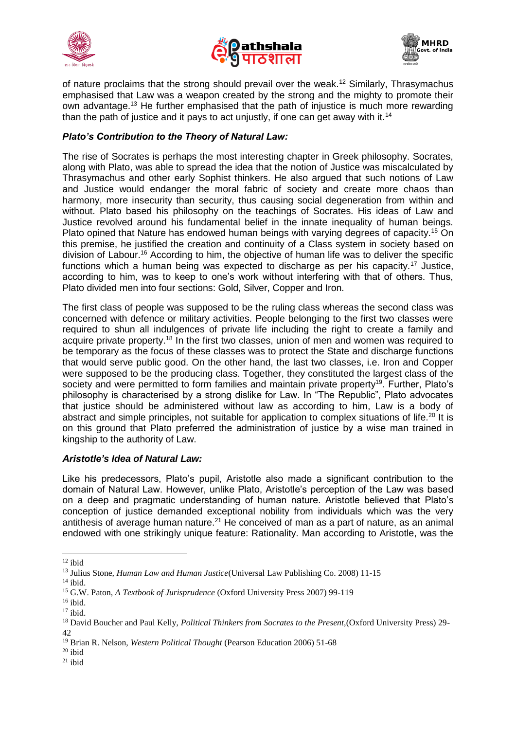of nature proclaims that the strong should prevail over the weak.[12] Similarly, Thrasymachus emphasised that Law was a weapon created by the strong and the mighty to promote their own advantage.[13] He further emphasised that the path of injustice is much more rewarding than the path of justice and it pays to act unjustly, if one can get away with it.[14]

### *Plato's Contribution to the Theory of Natural Law:*

The rise of Socrates is perhaps the most interesting chapter in Greek philosophy. Socrates, along with Plato, was able to spread the idea that the notion of Justice was miscalculated by Thrasymachus and other early Sophist thinkers. He also argued that such notions of Law and Justice would endanger the moral fabric of society and create more chaos than harmony, more insecurity than security, thus causing social degeneration from within and without. Plato based his philosophy on the teachings of Socrates. His ideas of Law and Justice revolved around his fundamental belief in the innate inequality of human beings. Plato opined that Nature has endowed human beings with varying degrees of capacity.[15] On this premise, he justified the creation and continuity of a Class system in society based on division of Labour.[16] According to him, the objective of human life was to deliver the specific functions which a human being was expected to discharge as per his capacity.[17] Justice, according to him, was to keep to one's work without interfering with that of others. Thus, Plato divided men into four sections: Gold, Silver, Copper and Iron.

The first class of people was supposed to be the ruling class whereas the second class was concerned with defence or military activities. People belonging to the first two classes were required to shun all indulgences of private life including the right to create a family and acquire private property.[18] In the first two classes, union of men and women was required to be temporary as the focus of these classes was to protect the State and discharge functions that would serve public good. On the other hand, the last two classes, i.e. Iron and Copper were supposed to be the producing class. Together, they constituted the largest class of the society and were permitted to form families and maintain private property[19]. Further, Plato's philosophy is characterised by a strong dislike for Law. In "The Republic", Plato advocates that justice should be administered without law as according to him, Law is a body of abstract and simple principles, not suitable for application to complex situations of life.[20] It is on this ground that Plato preferred the administration of justice by a wise man trained in kingship to the authority of Law.

### *Aristotle's Idea of Natural Law:*

Like his predecessors, Plato's pupil, Aristotle also made a significant contribution to the domain of Natural Law. However, unlike Plato, Aristotle's perception of the Law was based on a deep and pragmatic understanding of human nature. Aristotle believed that Plato's conception of justice demanded exceptional nobility from individuals which was the very antithesis of average human nature.[21] He conceived of man as a part of nature, as an animal endowed with one strikingly unique feature: Rationality. Man according to Aristotle, was the

---

[12] ibid

[13] Julius Stone, *Human Law and Human Justice*(Universal Law Publishing Co. 2008) 11-15

[14] ibid.

[15] G.W. Paton, *A Textbook of Jurisprudence* (Oxford University Press 2007) 99-119

[16] ibid.

[17] ibid.

[18] David Boucher and Paul Kelly, *Political Thinkers from Socrates to the Present*,(Oxford University Press) 29-42

[19] Brian R. Nelson, *Western Political Thought* (Pearson Education 2006) 51-68

[20] ibid

[21] ibid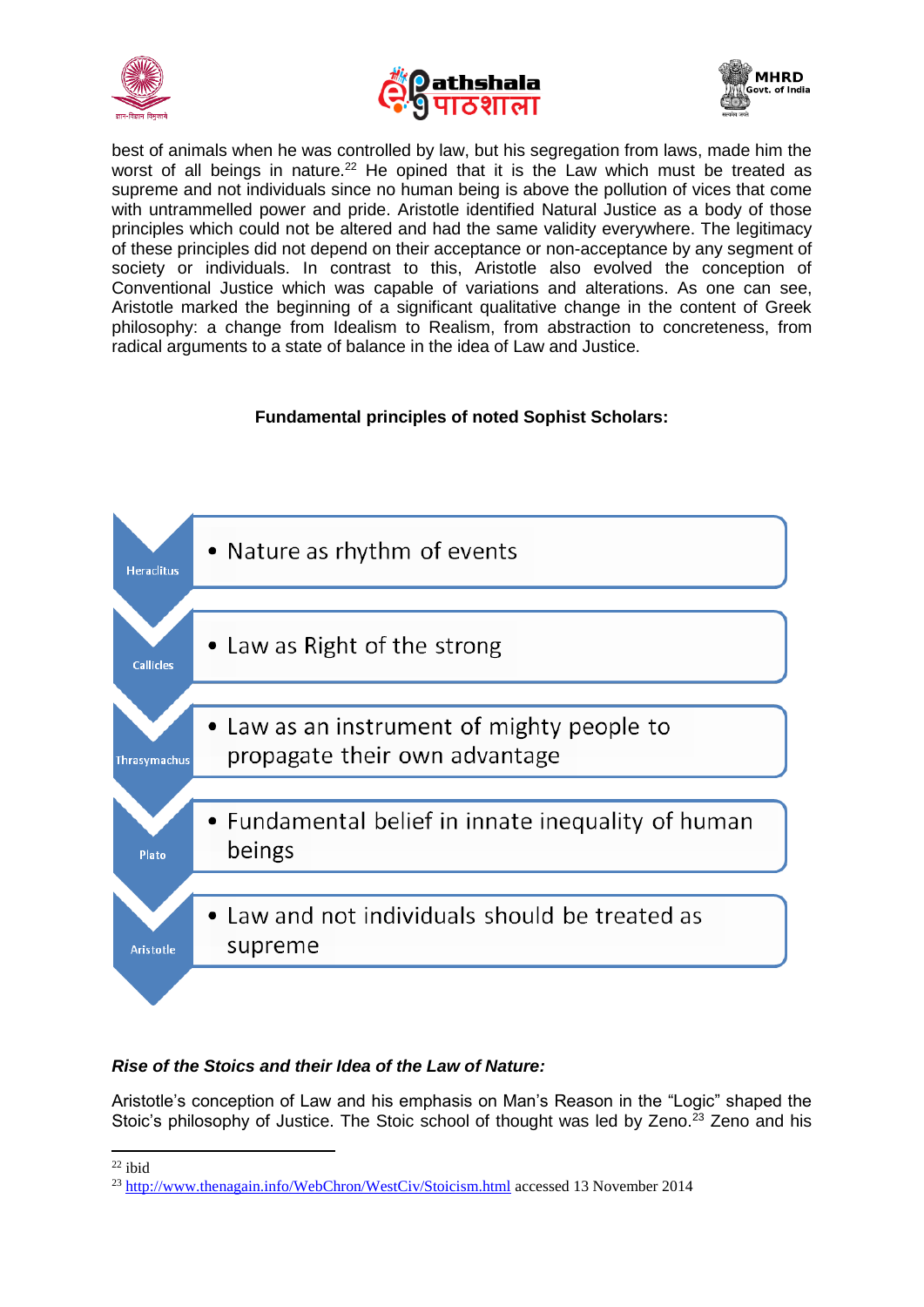best of animals when he was controlled by law, but his segregation from laws, made him the worst of all beings in nature.[22] He opined that it is the Law which must be treated as supreme and not individuals since no human being is above the pollution of vices that come with untrammelled power and pride. Aristotle identified Natural Justice as a body of those principles which could not be altered and had the same validity everywhere. The legitimacy of these principles did not depend on their acceptance or non-acceptance by any segment of society or individuals. In contrast to this, Aristotle also evolved the conception of Conventional Justice which was capable of variations and alterations. As one can see, Aristotle marked the beginning of a significant qualitative change in the content of Greek philosophy: a change from Idealism to Realism, from abstraction to concreteness, from radical arguments to a state of balance in the idea of Law and Justice.

**Fundamental principles of noted Sophist Scholars:**

| Scholar | Principle |
|---|---|
| Heraclitus | Nature as rhythm of events |
| Callicles | Law as Right of the strong |
| Thrasymachus | Law as an instrument of mighty people to propagate their own advantage |
| Plato | Fundamental belief in innate inequality of human beings |
| Aristotle | Law and not individuals should be treated as supreme |

***Rise of the Stoics and their Idea of the Law of Nature:***

Aristotle's conception of Law and his emphasis on Man's Reason in the "Logic" shaped the Stoic's philosophy of Justice. The Stoic school of thought was led by Zeno.[23] Zeno and his

---

[22] ibid

[23] http://www.thenagain.info/WebChron/WestCiv/Stoicism.html accessed 13 November 2014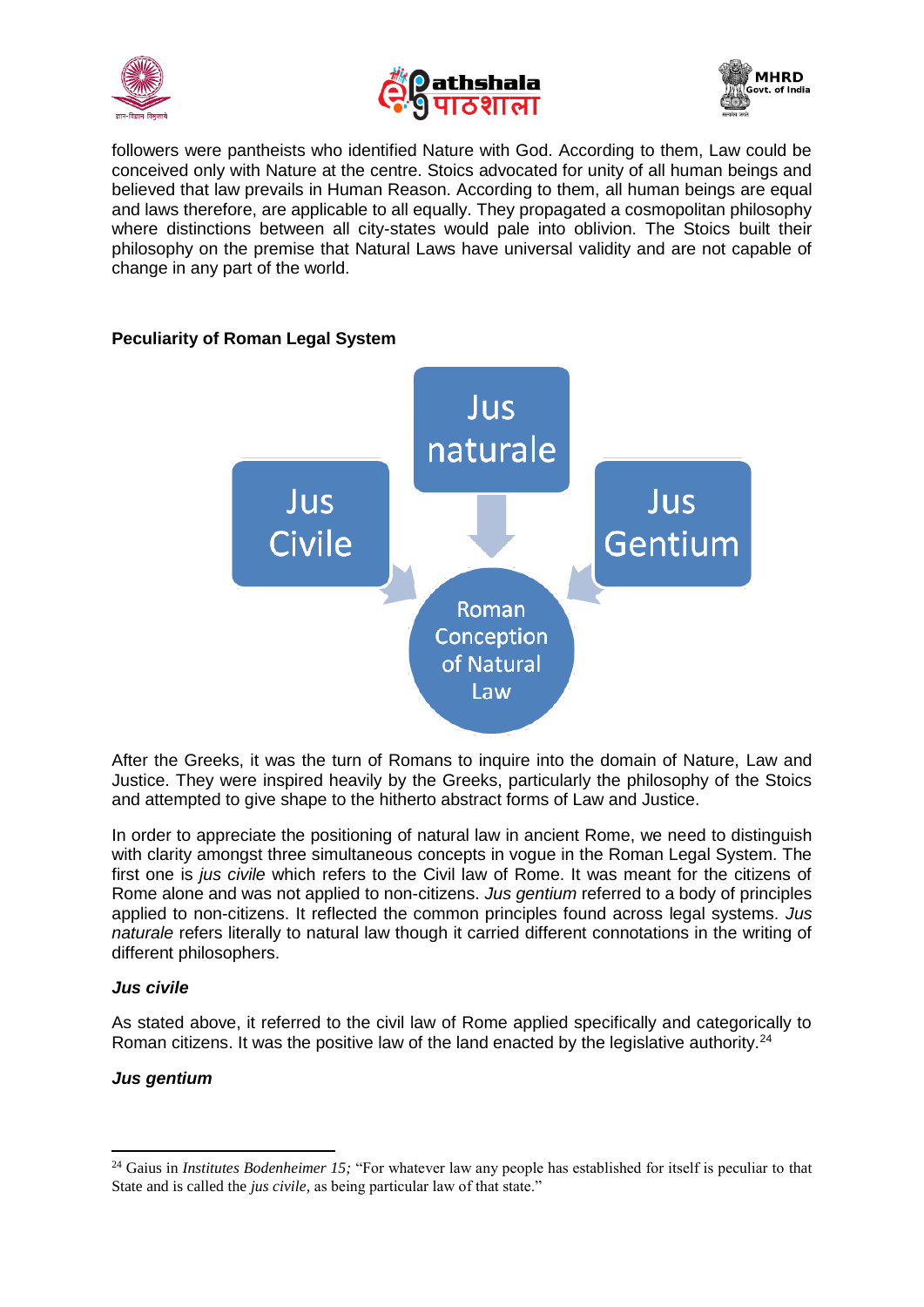followers were pantheists who identified Nature with God. According to them, Law could be conceived only with Nature at the centre. Stoics advocated for unity of all human beings and believed that law prevails in Human Reason. According to them, all human beings are equal and laws therefore, are applicable to all equally. They propagated a cosmopolitan philosophy where distinctions between all city-states would pale into oblivion. The Stoics built their philosophy on the premise that Natural Laws have universal validity and are not capable of change in any part of the world.

**Peculiarity of Roman Legal System**

Jus Civile

Jus naturale

Jus Gentium

Roman Conception of Natural Law

After the Greeks, it was the turn of Romans to inquire into the domain of Nature, Law and Justice. They were inspired heavily by the Greeks, particularly the philosophy of the Stoics and attempted to give shape to the hitherto abstract forms of Law and Justice.

In order to appreciate the positioning of natural law in ancient Rome, we need to distinguish with clarity amongst three simultaneous concepts in vogue in the Roman Legal System. The first one is *jus civile* which refers to the Civil law of Rome. It was meant for the citizens of Rome alone and was not applied to non-citizens. *Jus gentium* referred to a body of principles applied to non-citizens. It reflected the common principles found across legal systems. *Jus naturale* refers literally to natural law though it carried different connotations in the writing of different philosophers.

***Jus civile***

As stated above, it referred to the civil law of Rome applied specifically and categorically to Roman citizens. It was the positive law of the land enacted by the legislative authority.[24]

***Jus gentium***

---

[24] Gaius in *Institutes Bodenheimer 15;* "For whatever law any people has established for itself is peculiar to that State and is called the *jus civile,* as being particular law of that state."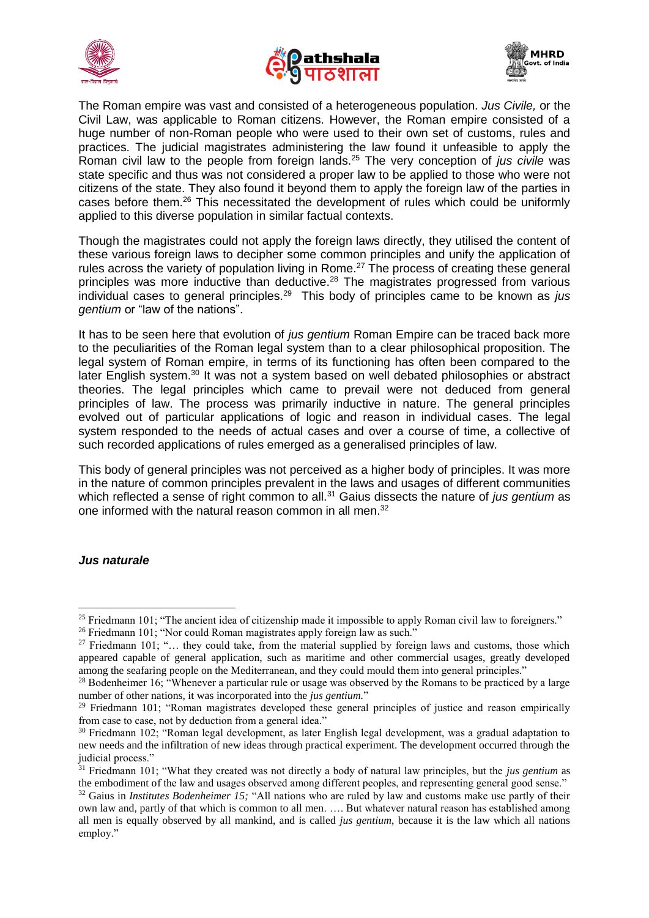The Roman empire was vast and consisted of a heterogeneous population. *Jus Civile,* or the Civil Law, was applicable to Roman citizens. However, the Roman empire consisted of a huge number of non-Roman people who were used to their own set of customs, rules and practices. The judicial magistrates administering the law found it unfeasible to apply the Roman civil law to the people from foreign lands.[25] The very conception of *jus civile* was state specific and thus was not considered a proper law to be applied to those who were not citizens of the state. They also found it beyond them to apply the foreign law of the parties in cases before them.[26] This necessitated the development of rules which could be uniformly applied to this diverse population in similar factual contexts.

Though the magistrates could not apply the foreign laws directly, they utilised the content of these various foreign laws to decipher some common principles and unify the application of rules across the variety of population living in Rome.[27] The process of creating these general principles was more inductive than deductive.[28] The magistrates progressed from various individual cases to general principles.[29] This body of principles came to be known as *jus gentium* or "law of the nations".

It has to be seen here that evolution of *jus gentium* Roman Empire can be traced back more to the peculiarities of the Roman legal system than to a clear philosophical proposition. The legal system of Roman empire, in terms of its functioning has often been compared to the later English system.[30] It was not a system based on well debated philosophies or abstract theories. The legal principles which came to prevail were not deduced from general principles of law. The process was primarily inductive in nature. The general principles evolved out of particular applications of logic and reason in individual cases. The legal system responded to the needs of actual cases and over a course of time, a collective of such recorded applications of rules emerged as a generalised principles of law.

This body of general principles was not perceived as a higher body of principles. It was more in the nature of common principles prevalent in the laws and usages of different communities which reflected a sense of right common to all.[31] Gaius dissects the nature of *jus gentium* as one informed with the natural reason common in all men.[32]

***Jus naturale***

---

[25] Friedmann 101; "The ancient idea of citizenship made it impossible to apply Roman civil law to foreigners."

[26] Friedmann 101; "Nor could Roman magistrates apply foreign law as such."

[27] Friedmann 101; "… they could take, from the material supplied by foreign laws and customs, those which appeared capable of general application, such as maritime and other commercial usages, greatly developed among the seafaring people on the Mediterranean, and they could mould them into general principles."

[28] Bodenheimer 16; "Whenever a particular rule or usage was observed by the Romans to be practiced by a large number of other nations, it was incorporated into the *jus gentium.*"

[29] Friedmann 101; "Roman magistrates developed these general principles of justice and reason empirically from case to case, not by deduction from a general idea."

[30] Friedmann 102; "Roman legal development, as later English legal development, was a gradual adaptation to new needs and the infiltration of new ideas through practical experiment. The development occurred through the judicial process."

[31] Friedmann 101; "What they created was not directly a body of natural law principles, but the *jus gentium* as the embodiment of the law and usages observed among different peoples, and representing general good sense."

[32] Gaius in *Institutes Bodenheimer 15;* "All nations who are ruled by law and customs make use partly of their own law and, partly of that which is common to all men. …. But whatever natural reason has established among all men is equally observed by all mankind, and is called *jus gentium*, because it is the law which all nations employ."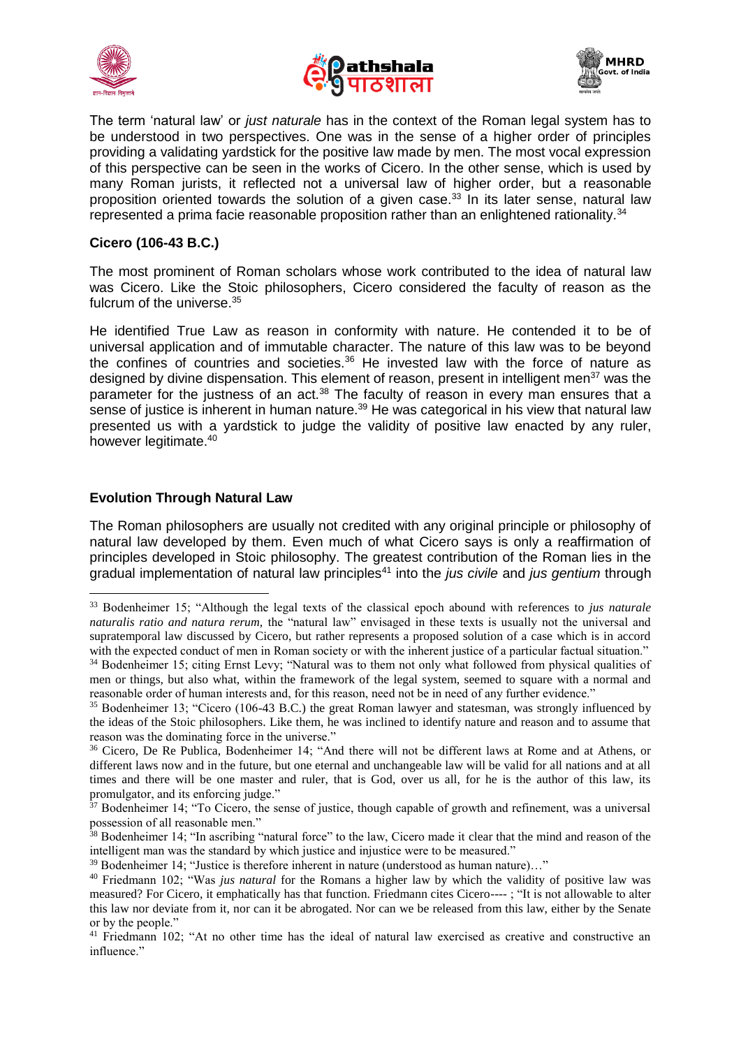The term 'natural law' or *just naturale* has in the context of the Roman legal system has to be understood in two perspectives. One was in the sense of a higher order of principles providing a validating yardstick for the positive law made by men. The most vocal expression of this perspective can be seen in the works of Cicero. In the other sense, which is used by many Roman jurists, it reflected not a universal law of higher order, but a reasonable proposition oriented towards the solution of a given case.[33] In its later sense, natural law represented a prima facie reasonable proposition rather than an enlightened rationality.[34]

### Cicero (106-43 B.C.)

The most prominent of Roman scholars whose work contributed to the idea of natural law was Cicero. Like the Stoic philosophers, Cicero considered the faculty of reason as the fulcrum of the universe.[35]

He identified True Law as reason in conformity with nature. He contended it to be of universal application and of immutable character. The nature of this law was to be beyond the confines of countries and societies.[36] He invested law with the force of nature as designed by divine dispensation. This element of reason, present in intelligent men[37] was the parameter for the justness of an act.[38] The faculty of reason in every man ensures that a sense of justice is inherent in human nature.[39] He was categorical in his view that natural law presented us with a yardstick to judge the validity of positive law enacted by any ruler, however legitimate.[40]

### Evolution Through Natural Law

The Roman philosophers are usually not credited with any original principle or philosophy of natural law developed by them. Even much of what Cicero says is only a reaffirmation of principles developed in Stoic philosophy. The greatest contribution of the Roman lies in the gradual implementation of natural law principles[41] into the *jus civile* and *jus gentium* through

---

[33] Bodenheimer 15; "Although the legal texts of the classical epoch abound with references to *jus naturale naturalis ratio and natura rerum*, the "natural law" envisaged in these texts is usually not the universal and supratemporal law discussed by Cicero, but rather represents a proposed solution of a case which is in accord with the expected conduct of men in Roman society or with the inherent justice of a particular factual situation."

[34] Bodenheimer 15; citing Ernst Levy; "Natural was to them not only what followed from physical qualities of men or things, but also what, within the framework of the legal system, seemed to square with a normal and reasonable order of human interests and, for this reason, need not be in need of any further evidence."

[35] Bodenheimer 13; "Cicero (106-43 B.C.) the great Roman lawyer and statesman, was strongly influenced by the ideas of the Stoic philosophers. Like them, he was inclined to identify nature and reason and to assume that reason was the dominating force in the universe."

[36] Cicero, De Re Publica, Bodenheimer 14; "And there will not be different laws at Rome and at Athens, or different laws now and in the future, but one eternal and unchangeable law will be valid for all nations and at all times and there will be one master and ruler, that is God, over us all, for he is the author of this law, its promulgator, and its enforcing judge."

[37] Bodenheimer 14; "To Cicero, the sense of justice, though capable of growth and refinement, was a universal possession of all reasonable men."

[38] Bodenheimer 14; "In ascribing "natural force" to the law, Cicero made it clear that the mind and reason of the intelligent man was the standard by which justice and injustice were to be measured."

[39] Bodenheimer 14; "Justice is therefore inherent in nature (understood as human nature)…"

[40] Friedmann 102; "Was *jus natural* for the Romans a higher law by which the validity of positive law was measured? For Cicero, it emphatically has that function. Friedmann cites Cicero---- ; "It is not allowable to alter this law nor deviate from it, nor can it be abrogated. Nor can we be released from this law, either by the Senate or by the people."

[41] Friedmann 102; "At no other time has the ideal of natural law exercised as creative and constructive an influence."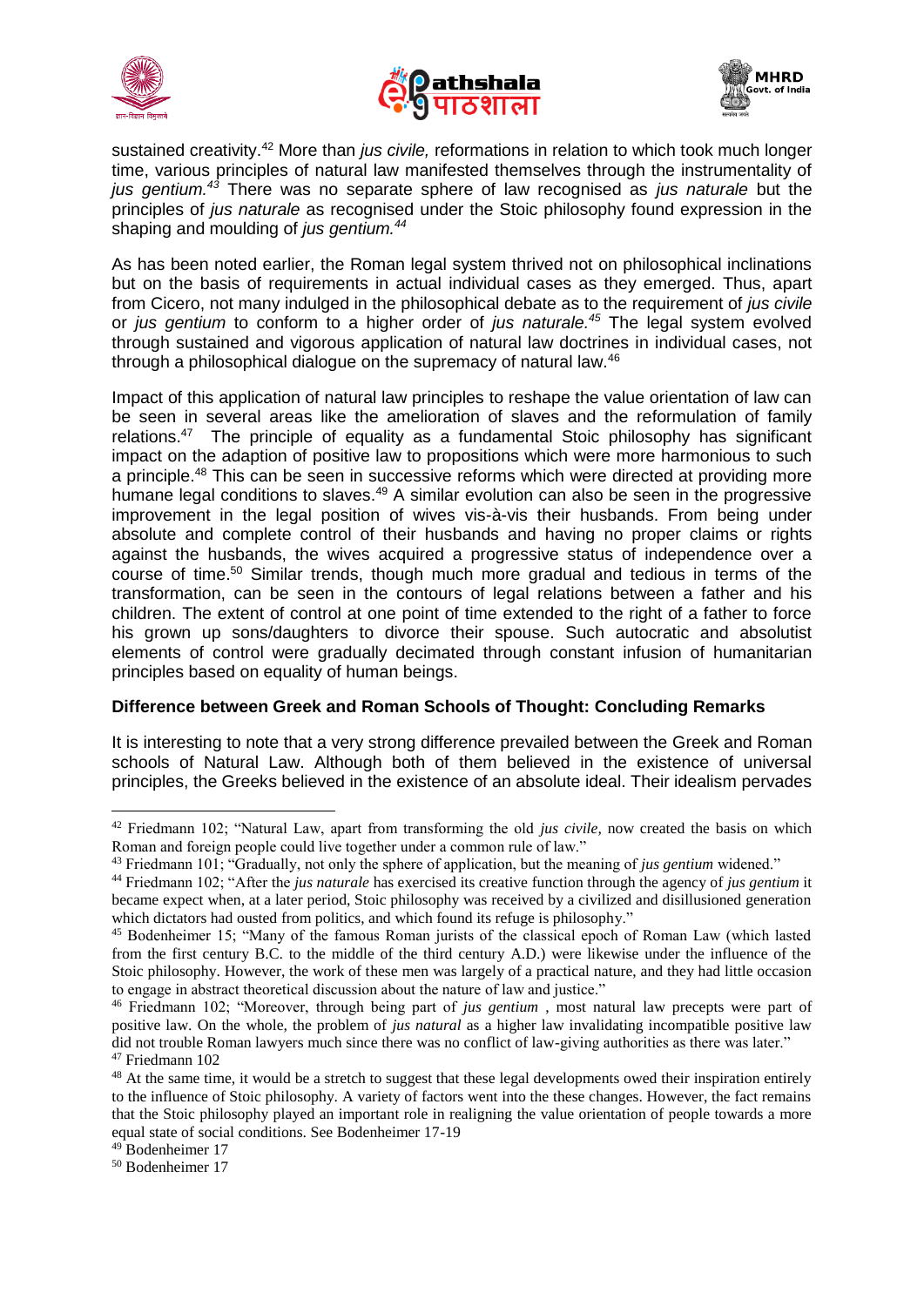sustained creativity.[42] More than *jus civile,* reformations in relation to which took much longer time, various principles of natural law manifested themselves through the instrumentality of *jus gentium.*[43] There was no separate sphere of law recognised as *jus naturale* but the principles of *jus naturale* as recognised under the Stoic philosophy found expression in the shaping and moulding of *jus gentium.*[44]

As has been noted earlier, the Roman legal system thrived not on philosophical inclinations but on the basis of requirements in actual individual cases as they emerged. Thus, apart from Cicero, not many indulged in the philosophical debate as to the requirement of *jus civile* or *jus gentium* to conform to a higher order of *jus naturale.*[45] The legal system evolved through sustained and vigorous application of natural law doctrines in individual cases, not through a philosophical dialogue on the supremacy of natural law.[46]

Impact of this application of natural law principles to reshape the value orientation of law can be seen in several areas like the amelioration of slaves and the reformulation of family relations.[47] The principle of equality as a fundamental Stoic philosophy has significant impact on the adaption of positive law to propositions which were more harmonious to such a principle.[48] This can be seen in successive reforms which were directed at providing more humane legal conditions to slaves.[49] A similar evolution can also be seen in the progressive improvement in the legal position of wives vis-à-vis their husbands. From being under absolute and complete control of their husbands and having no proper claims or rights against the husbands, the wives acquired a progressive status of independence over a course of time.[50] Similar trends, though much more gradual and tedious in terms of the transformation, can be seen in the contours of legal relations between a father and his children. The extent of control at one point of time extended to the right of a father to force his grown up sons/daughters to divorce their spouse. Such autocratic and absolutist elements of control were gradually decimated through constant infusion of humanitarian principles based on equality of human beings.

**Difference between Greek and Roman Schools of Thought: Concluding Remarks**

It is interesting to note that a very strong difference prevailed between the Greek and Roman schools of Natural Law. Although both of them believed in the existence of universal principles, the Greeks believed in the existence of an absolute ideal. Their idealism pervades

---

[42] Friedmann 102; "Natural Law, apart from transforming the old *jus civile,* now created the basis on which Roman and foreign people could live together under a common rule of law."

[43] Friedmann 101; "Gradually, not only the sphere of application, but the meaning of *jus gentium* widened."

[44] Friedmann 102; "After the *jus naturale* has exercised its creative function through the agency of *jus gentium* it became expect when, at a later period, Stoic philosophy was received by a civilized and disillusioned generation which dictators had ousted from politics, and which found its refuge is philosophy."

[45] Bodenheimer 15; "Many of the famous Roman jurists of the classical epoch of Roman Law (which lasted from the first century B.C. to the middle of the third century A.D.) were likewise under the influence of the Stoic philosophy. However, the work of these men was largely of a practical nature, and they had little occasion to engage in abstract theoretical discussion about the nature of law and justice."

[46] Friedmann 102; "Moreover, through being part of *jus gentium* , most natural law precepts were part of positive law. On the whole, the problem of *jus natural* as a higher law invalidating incompatible positive law did not trouble Roman lawyers much since there was no conflict of law-giving authorities as there was later."

[47] Friedmann 102

[48] At the same time, it would be a stretch to suggest that these legal developments owed their inspiration entirely to the influence of Stoic philosophy. A variety of factors went into the these changes. However, the fact remains that the Stoic philosophy played an important role in realigning the value orientation of people towards a more equal state of social conditions. See Bodenheimer 17-19

[49] Bodenheimer 17

[50] Bodenheimer 17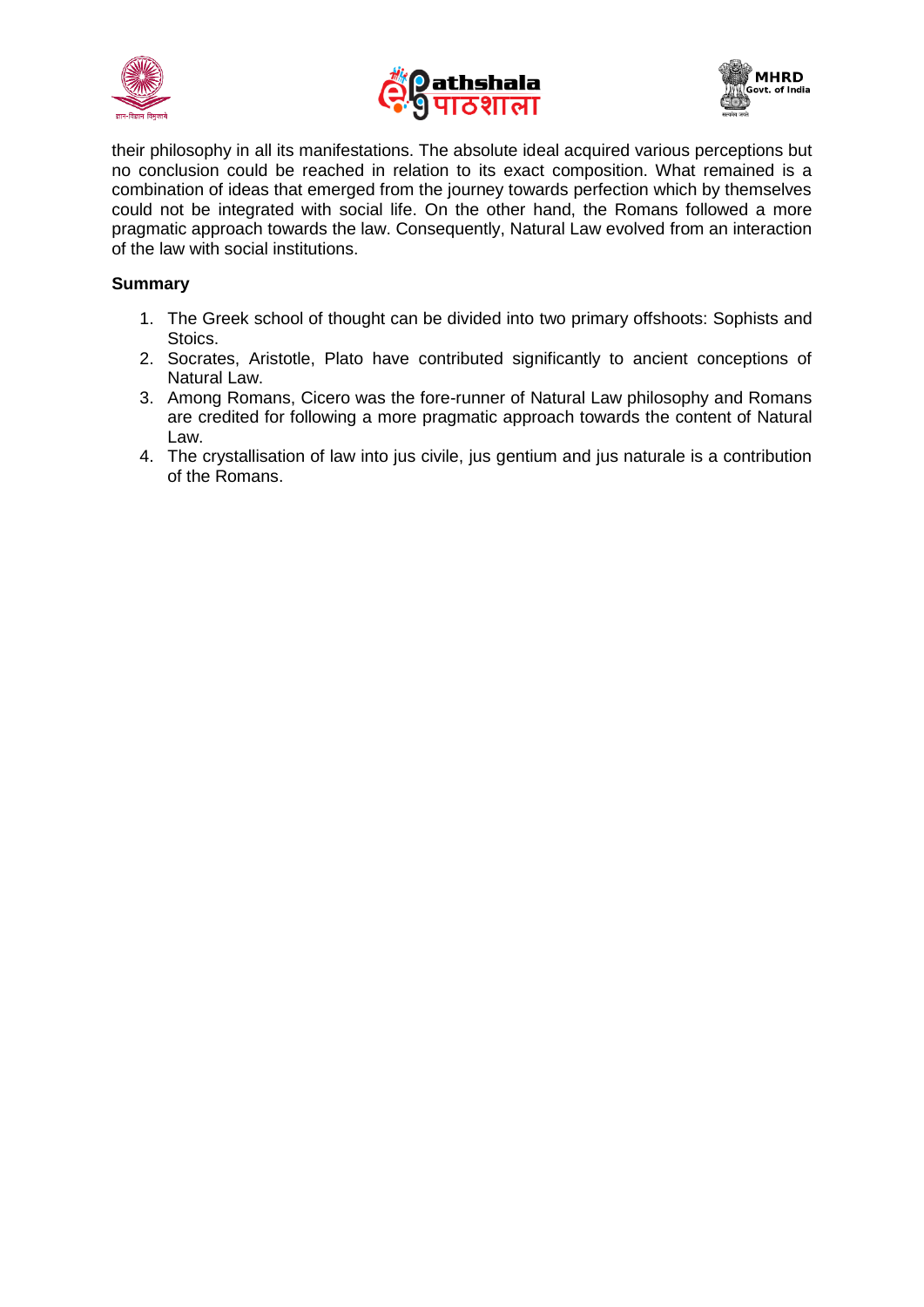their philosophy in all its manifestations. The absolute ideal acquired various perceptions but no conclusion could be reached in relation to its exact composition. What remained is a combination of ideas that emerged from the journey towards perfection which by themselves could not be integrated with social life. On the other hand, the Romans followed a more pragmatic approach towards the law. Consequently, Natural Law evolved from an interaction of the law with social institutions.

**Summary**

1. The Greek school of thought can be divided into two primary offshoots: Sophists and Stoics.
2. Socrates, Aristotle, Plato have contributed significantly to ancient conceptions of Natural Law.
3. Among Romans, Cicero was the fore-runner of Natural Law philosophy and Romans are credited for following a more pragmatic approach towards the content of Natural Law.
4. The crystallisation of law into jus civile, jus gentium and jus naturale is a contribution of the Romans.